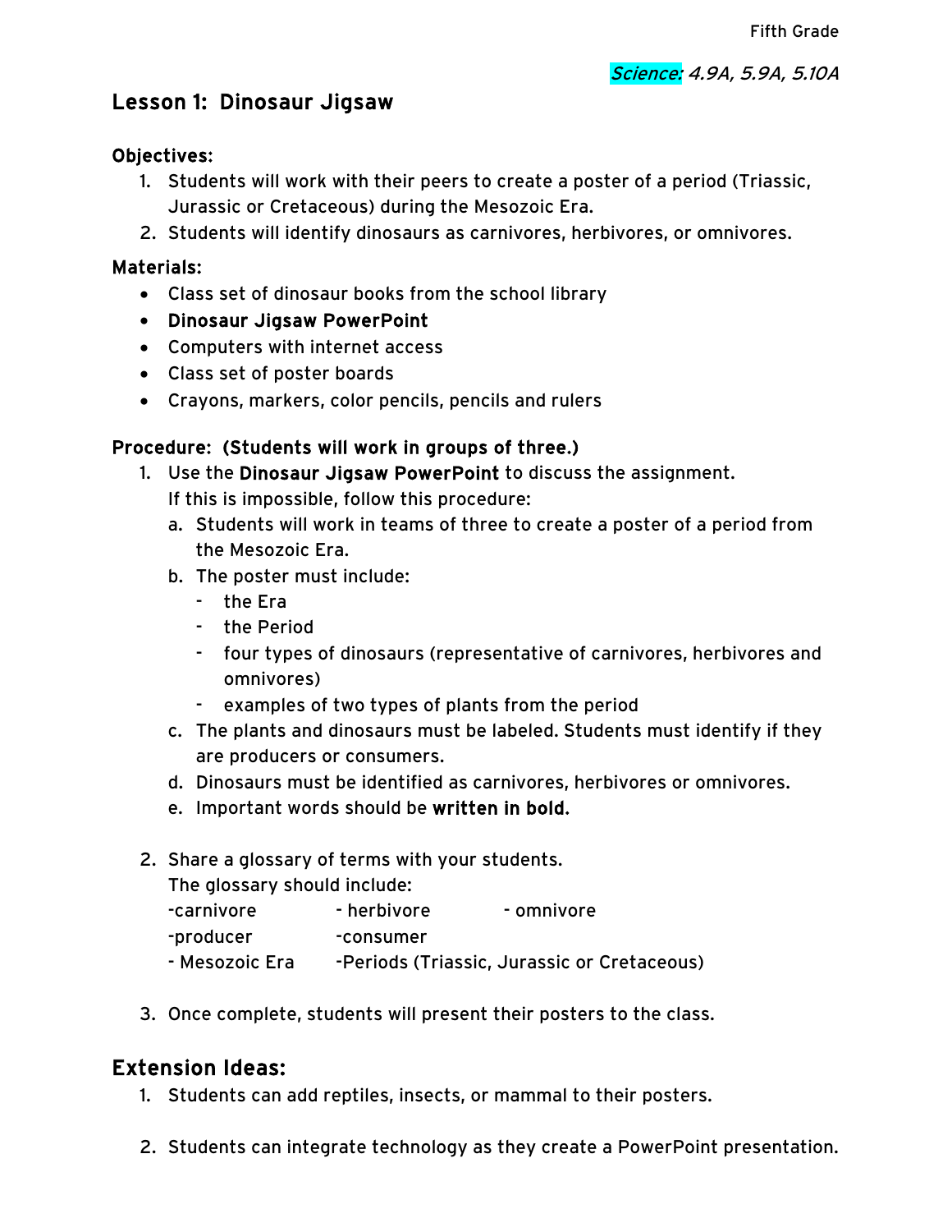Fifth Grade

*Science: 4.9A, 5.9A, 5.10A*

# Lesson 1: Dinosaur Jigsaw

**Objectives:**

1. Students will work with their peers to create a poster of a period (Triassic, Jurassic or Cretaceous) during the Mesozoic Era.
2. Students will identify dinosaurs as carnivores, herbivores, or omnivores.

**Materials:**

- Class set of dinosaur books from the school library
- **Dinosaur Jigsaw PowerPoint**
- Computers with internet access
- Class set of poster boards
- Crayons, markers, color pencils, pencils and rulers

**Procedure: (Students will work in groups of three.)**

1. Use the **Dinosaur Jigsaw PowerPoint** to discuss the assignment.
   If this is impossible, follow this procedure:
   a. Students will work in teams of three to create a poster of a period from the Mesozoic Era.
   b. The poster must include:
      - the Era
      - the Period
      - four types of dinosaurs (representative of carnivores, herbivores and omnivores)
      - examples of two types of plants from the period
   c. The plants and dinosaurs must be labeled. Students must identify if they are producers or consumers.
   d. Dinosaurs must be identified as carnivores, herbivores or omnivores.
   e. Important words should be **written in bold.**

2. Share a glossary of terms with your students.
   The glossary should include:
   - carnivore
   - herbivore
   - omnivore
   - producer
   - consumer
   - Mesozoic Era
   - Periods (Triassic, Jurassic or Cretaceous)

3. Once complete, students will present their posters to the class.

## Extension Ideas:

1. Students can add reptiles, insects, or mammal to their posters.

2. Students can integrate technology as they create a PowerPoint presentation.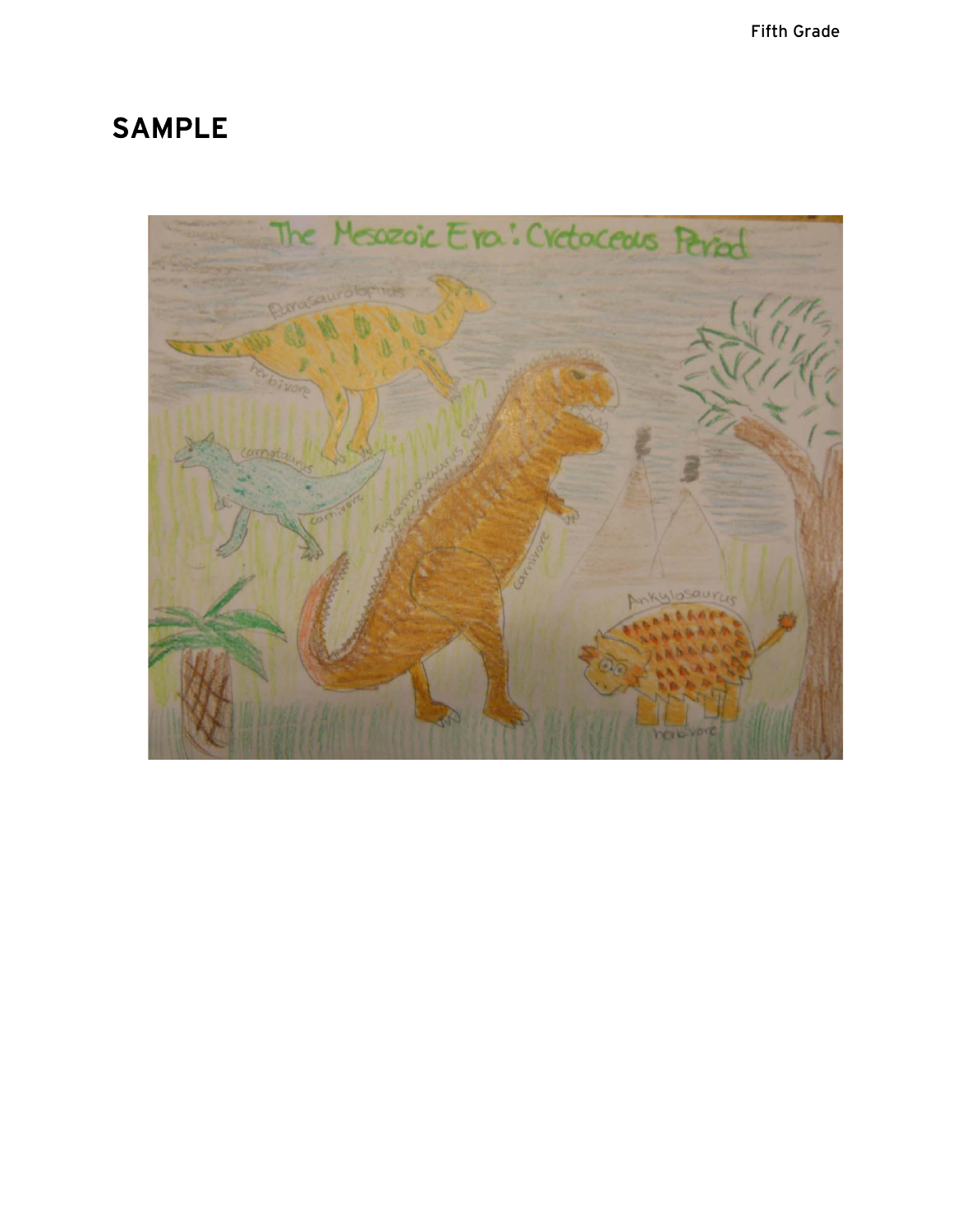# SAMPLE